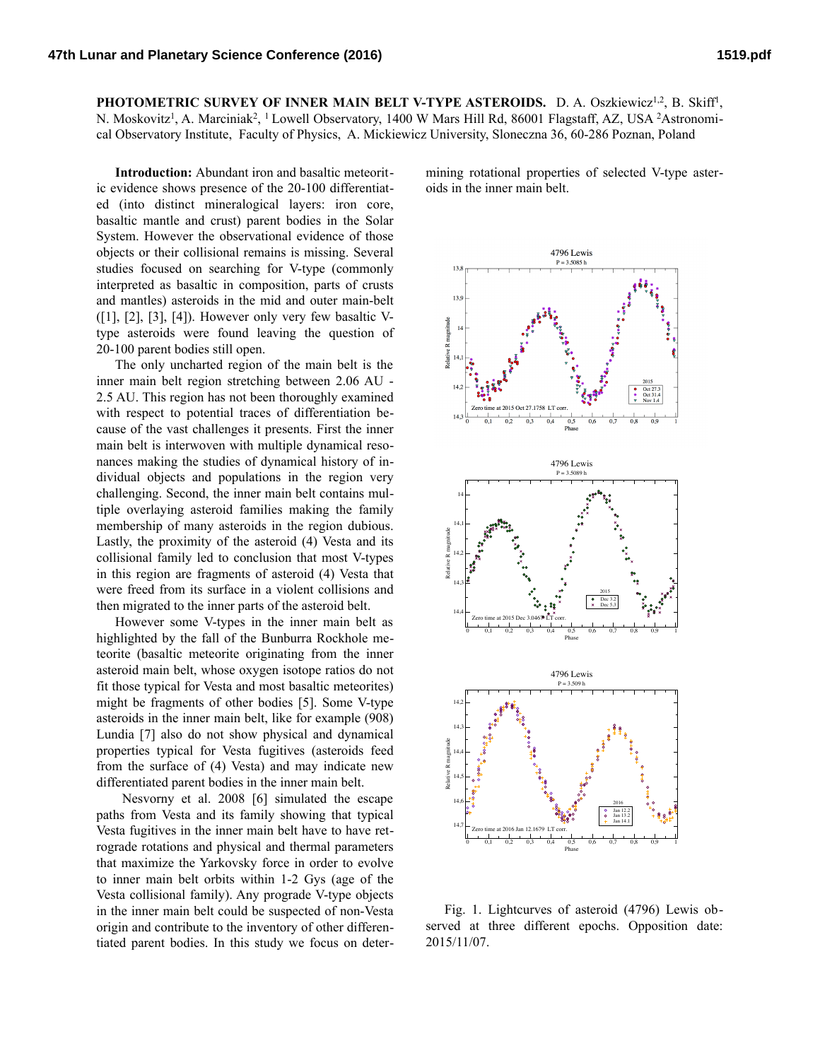**PHOTOMETRIC SURVEY OF INNER MAIN BELT V-TYPE ASTEROIDS.** D. A. Oszkiewicz[1,2], B. Skiff[1], N. Moskovitz[1], A. Marciniak[2], [1] Lowell Observatory, 1400 W Mars Hill Rd, 86001 Flagstaff, AZ, USA [2]Astronomical Observatory Institute, Faculty of Physics, A. Mickiewicz University, Sloneczna 36, 60-286 Poznan, Poland

**Introduction:** Abundant iron and basaltic meteoritic evidence shows presence of the 20-100 differentiated (into distinct mineralogical layers: iron core, basaltic mantle and crust) parent bodies in the Solar System. However the observational evidence of those objects or their collisional remains is missing. Several studies focused on searching for V-type (commonly interpreted as basaltic in composition, parts of crusts and mantles) asteroids in the mid and outer main-belt ([1], [2], [3], [4]). However only very few basaltic V-type asteroids were found leaving the question of 20-100 parent bodies still open.

The only uncharted region of the main belt is the inner main belt region stretching between 2.06 AU - 2.5 AU. This region has not been thoroughly examined with respect to potential traces of differentiation because of the vast challenges it presents. First the inner main belt is interwoven with multiple dynamical resonances making the studies of dynamical history of individual objects and populations in the region very challenging. Second, the inner main belt contains multiple overlaying asteroid families making the family membership of many asteroids in the region dubious. Lastly, the proximity of the asteroid (4) Vesta and its collisional family led to conclusion that most V-types in this region are fragments of asteroid (4) Vesta that were freed from its surface in a violent collisions and then migrated to the inner parts of the asteroid belt.

However some V-types in the inner main belt as highlighted by the fall of the Bunburra Rockhole meteorite (basaltic meteorite originating from the inner asteroid main belt, whose oxygen isotope ratios do not fit those typical for Vesta and most basaltic meteorites) might be fragments of other bodies [5]. Some V-type asteroids in the inner main belt, like for example (908) Lundia [7] also do not show physical and dynamical properties typical for Vesta fugitives (asteroids feed from the surface of (4) Vesta) and may indicate new differentiated parent bodies in the inner main belt.

Nesvorny et al. 2008 [6] simulated the escape paths from Vesta and its family showing that typical Vesta fugitives in the inner main belt have to have retrograde rotations and physical and thermal parameters that maximize the Yarkovsky force in order to evolve to inner main belt orbits within 1-2 Gys (age of the Vesta collisional family). Any prograde V-type objects in the inner main belt could be suspected of non-Vesta origin and contribute to the inventory of other differentiated parent bodies. In this study we focus on determining rotational properties of selected V-type asteroids in the inner main belt.

Fig. 1. Lightcurves of asteroid (4796) Lewis observed at three different epochs. Opposition date: 2015/11/07.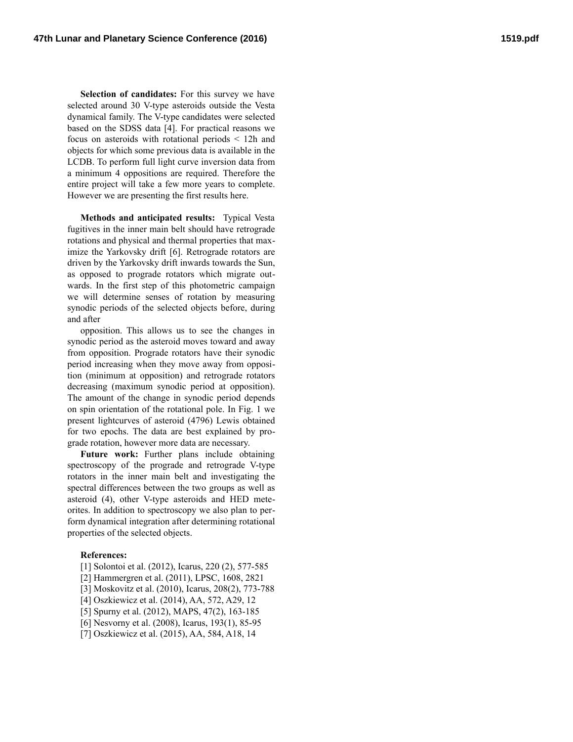**Selection of candidates:** For this survey we have selected around 30 V-type asteroids outside the Vesta dynamical family. The V-type candidates were selected based on the SDSS data [4]. For practical reasons we focus on asteroids with rotational periods < 12h and objects for which some previous data is available in the LCDB. To perform full light curve inversion data from a minimum 4 oppositions are required. Therefore the entire project will take a few more years to complete. However we are presenting the first results here.

**Methods and anticipated results:** Typical Vesta fugitives in the inner main belt should have retrograde rotations and physical and thermal properties that maximize the Yarkovsky drift [6]. Retrograde rotators are driven by the Yarkovsky drift inwards towards the Sun, as opposed to prograde rotators which migrate outwards. In the first step of this photometric campaign we will determine senses of rotation by measuring synodic periods of the selected objects before, during and after

opposition. This allows us to see the changes in synodic period as the asteroid moves toward and away from opposition. Prograde rotators have their synodic period increasing when they move away from opposition (minimum at opposition) and retrograde rotators decreasing (maximum synodic period at opposition). The amount of the change in synodic period depends on spin orientation of the rotational pole. In Fig. 1 we present lightcurves of asteroid (4796) Lewis obtained for two epochs. The data are best explained by prograde rotation, however more data are necessary.

**Future work:** Further plans include obtaining spectroscopy of the prograde and retrograde V-type rotators in the inner main belt and investigating the spectral differences between the two groups as well as asteroid (4), other V-type asteroids and HED meteorites. In addition to spectroscopy we also plan to perform dynamical integration after determining rotational properties of the selected objects.

**References:**

[1] Solontoi et al. (2012), Icarus, 220 (2), 577-585
[2] Hammergren et al. (2011), LPSC, 1608, 2821
[3] Moskovitz et al. (2010), Icarus, 208(2), 773-788
[4] Oszkiewicz et al. (2014), AA, 572, A29, 12
[5] Spurny et al. (2012), MAPS, 47(2), 163-185
[6] Nesvorny et al. (2008), Icarus, 193(1), 85-95
[7] Oszkiewicz et al. (2015), AA, 584, A18, 14